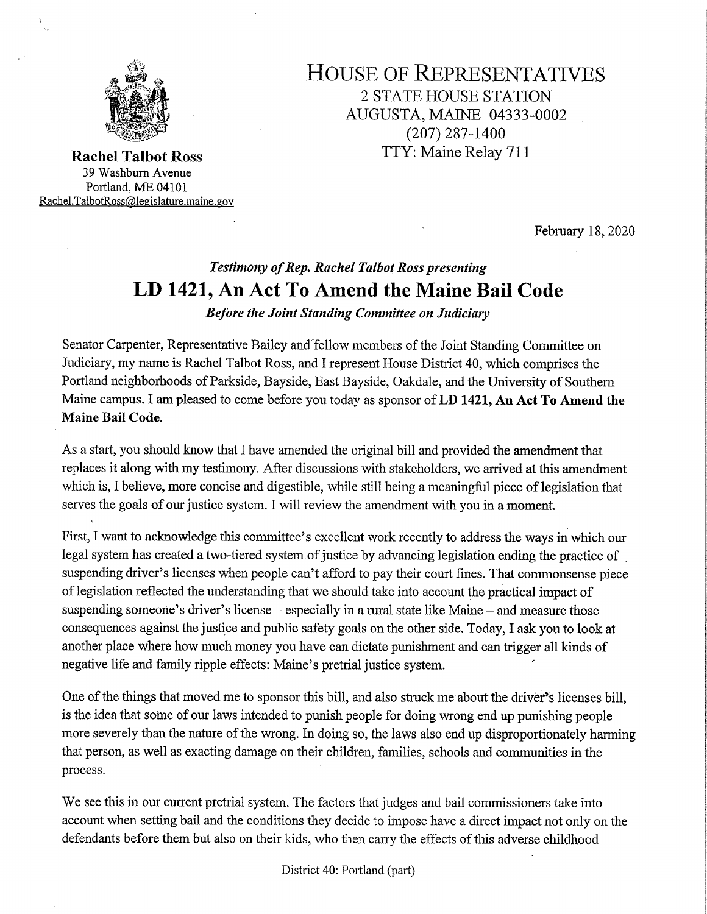**Rachel Talbot Ross**
39 Washburn Avenue
Portland, ME 04101
Rachel.TalbotRoss@legislature.maine.gov

# HOUSE OF REPRESENTATIVES

2 STATE HOUSE STATION
AUGUSTA, MAINE 04333-0002
(207) 287-1400
TTY: Maine Relay 711

February 18, 2020

*Testimony of Rep. Rachel Talbot Ross presenting*

## LD 1421, An Act To Amend the Maine Bail Code

*Before the Joint Standing Committee on Judiciary*

Senator Carpenter, Representative Bailey and fellow members of the Joint Standing Committee on Judiciary, my name is Rachel Talbot Ross, and I represent House District 40, which comprises the Portland neighborhoods of Parkside, Bayside, East Bayside, Oakdale, and the University of Southern Maine campus. I am pleased to come before you today as sponsor of **LD 1421, An Act To Amend the Maine Bail Code.**

As a start, you should know that I have amended the original bill and provided the amendment that replaces it along with my testimony. After discussions with stakeholders, we arrived at this amendment which is, I believe, more concise and digestible, while still being a meaningful piece of legislation that serves the goals of our justice system. I will review the amendment with you in a moment.

First, I want to acknowledge this committee's excellent work recently to address the ways in which our legal system has created a two-tiered system of justice by advancing legislation ending the practice of suspending driver's licenses when people can't afford to pay their court fines. That commonsense piece of legislation reflected the understanding that we should take into account the practical impact of suspending someone's driver's license – especially in a rural state like Maine – and measure those consequences against the justice and public safety goals on the other side. Today, I ask you to look at another place where how much money you have can dictate punishment and can trigger all kinds of negative life and family ripple effects: Maine's pretrial justice system.

One of the things that moved me to sponsor this bill, and also struck me about the driver's licenses bill, is the idea that some of our laws intended to punish people for doing wrong end up punishing people more severely than the nature of the wrong. In doing so, the laws also end up disproportionately harming that person, as well as exacting damage on their children, families, schools and communities in the process.

We see this in our current pretrial system. The factors that judges and bail commissioners take into account when setting bail and the conditions they decide to impose have a direct impact not only on the defendants before them but also on their kids, who then carry the effects of this adverse childhood

District 40: Portland (part)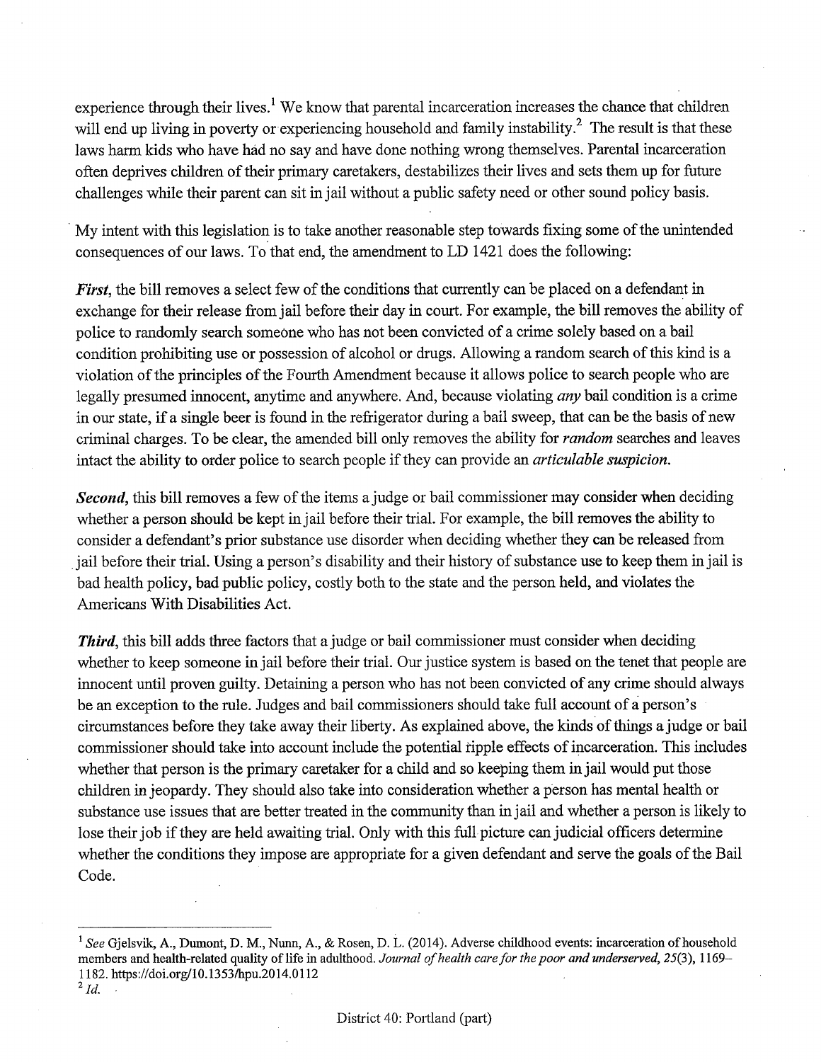experience through their lives.[1] We know that parental incarceration increases the chance that children will end up living in poverty or experiencing household and family instability.[2] The result is that these laws harm kids who have had no say and have done nothing wrong themselves. Parental incarceration often deprives children of their primary caretakers, destabilizes their lives and sets them up for future challenges while their parent can sit in jail without a public safety need or other sound policy basis.

My intent with this legislation is to take another reasonable step towards fixing some of the unintended consequences of our laws. To that end, the amendment to LD 1421 does the following:

***First***, the bill removes a select few of the conditions that currently can be placed on a defendant in exchange for their release from jail before their day in court. For example, the bill removes the ability of police to randomly search someone who has not been convicted of a crime solely based on a bail condition prohibiting use or possession of alcohol or drugs. Allowing a random search of this kind is a violation of the principles of the Fourth Amendment because it allows police to search people who are legally presumed innocent, anytime and anywhere. And, because violating *any* bail condition is a crime in our state, if a single beer is found in the refrigerator during a bail sweep, that can be the basis of new criminal charges. To be clear, the amended bill only removes the ability for *random* searches and leaves intact the ability to order police to search people if they can provide an *articulable suspicion*.

***Second***, this bill removes a few of the items a judge or bail commissioner may consider when deciding whether a person should be kept in jail before their trial. For example, the bill removes the ability to consider a defendant's prior substance use disorder when deciding whether they can be released from jail before their trial. Using a person's disability and their history of substance use to keep them in jail is bad health policy, bad public policy, costly both to the state and the person held, and violates the Americans With Disabilities Act.

***Third***, this bill adds three factors that a judge or bail commissioner must consider when deciding whether to keep someone in jail before their trial. Our justice system is based on the tenet that people are innocent until proven guilty. Detaining a person who has not been convicted of any crime should always be an exception to the rule. Judges and bail commissioners should take full account of a person's circumstances before they take away their liberty. As explained above, the kinds of things a judge or bail commissioner should take into account include the potential ripple effects of incarceration. This includes whether that person is the primary caretaker for a child and so keeping them in jail would put those children in jeopardy. They should also take into consideration whether a person has mental health or substance use issues that are better treated in the community than in jail and whether a person is likely to lose their job if they are held awaiting trial. Only with this full picture can judicial officers determine whether the conditions they impose are appropriate for a given defendant and serve the goals of the Bail Code.

---

[1] *See* Gjelsvik, A., Dumont, D. M., Nunn, A., & Rosen, D. L. (2014). Adverse childhood events: incarceration of household members and health-related quality of life in adulthood. *Journal of health care for the poor and underserved, 25*(3), 1169–1182. https://doi.org/10.1353/hpu.2014.0112

[2] *Id.*

District 40: Portland (part)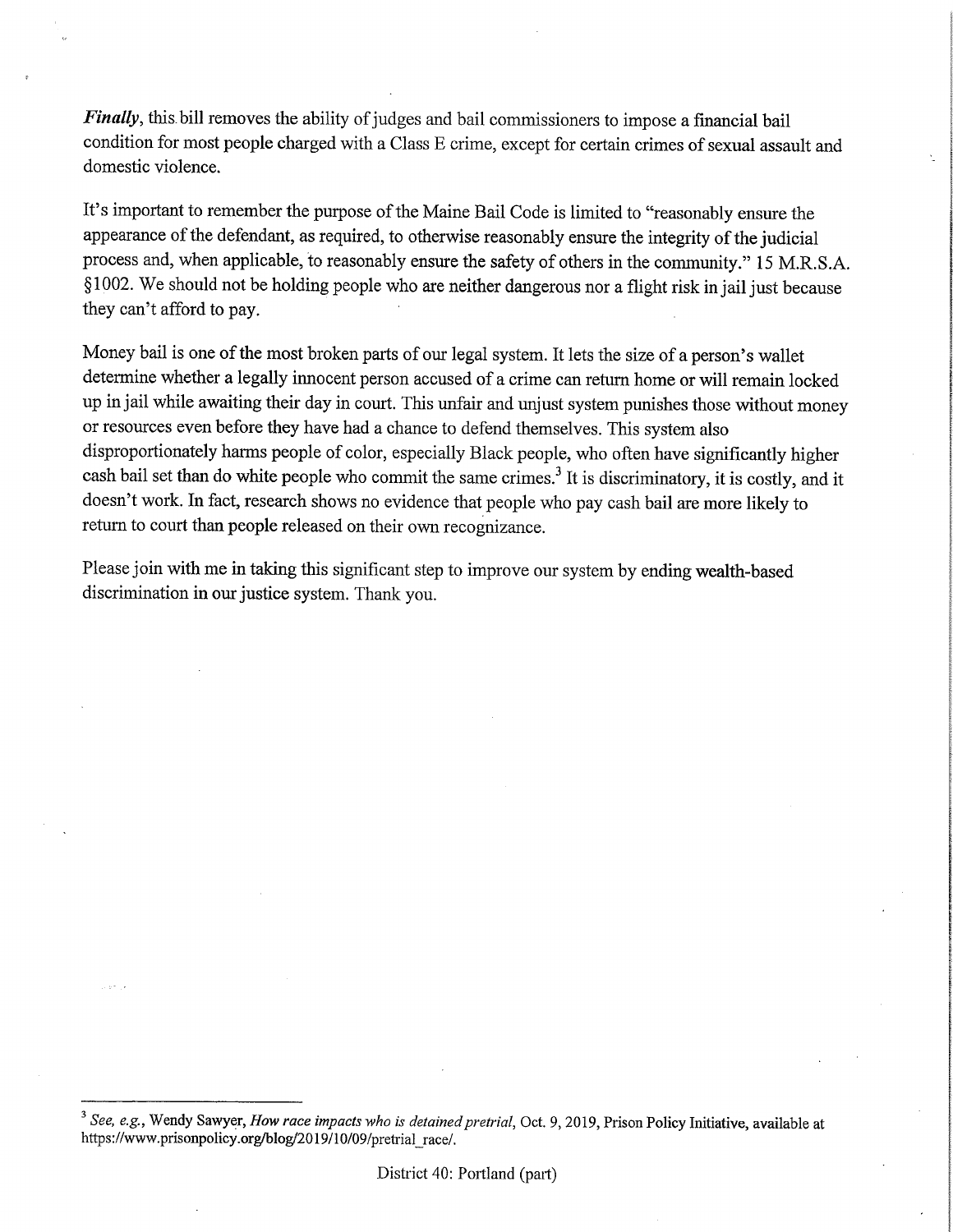***Finally***, this bill removes the ability of judges and bail commissioners to impose a financial bail condition for most people charged with a Class E crime, except for certain crimes of sexual assault and domestic violence.

It's important to remember the purpose of the Maine Bail Code is limited to "reasonably ensure the appearance of the defendant, as required, to otherwise reasonably ensure the integrity of the judicial process and, when applicable, to reasonably ensure the safety of others in the community." 15 M.R.S.A. §1002. We should not be holding people who are neither dangerous nor a flight risk in jail just because they can't afford to pay.

Money bail is one of the most broken parts of our legal system. It lets the size of a person's wallet determine whether a legally innocent person accused of a crime can return home or will remain locked up in jail while awaiting their day in court. This unfair and unjust system punishes those without money or resources even before they have had a chance to defend themselves. This system also disproportionately harms people of color, especially Black people, who often have significantly higher cash bail set than do white people who commit the same crimes.[3] It is discriminatory, it is costly, and it doesn't work. In fact, research shows no evidence that people who pay cash bail are more likely to return to court than people released on their own recognizance.

Please join with me in taking this significant step to improve our system by ending wealth-based discrimination in our justice system. Thank you.

---

[3] *See, e.g.*, Wendy Sawyer, *How race impacts who is detained pretrial*, Oct. 9, 2019, Prison Policy Initiative, available at https://www.prisonpolicy.org/blog/2019/10/09/pretrial_race/.

District 40: Portland (part)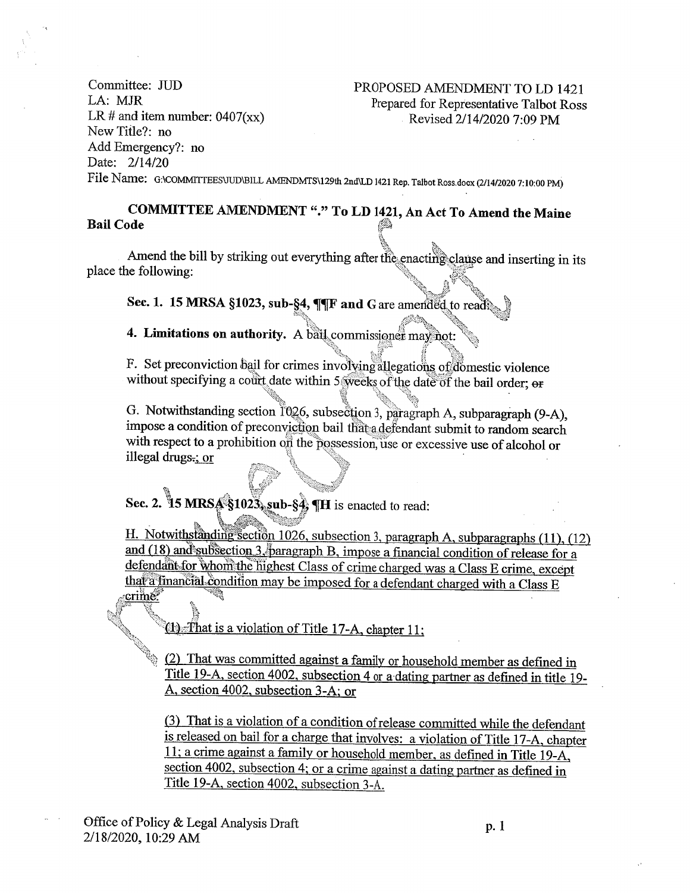Committee: JUD
LA: MJR
LR # and item number: 0407(xx)
New Title?: no
Add Emergency?: no
Date: 2/14/20
File Name: G:\COMMITTEES\JUD\BILL AMENDMTS\129th 2nd\LD 1421 Rep. Talbot Ross.docx (2/14/2020 7:10:00 PM)

PROPOSED AMENDMENT TO LD 1421
Prepared for Representative Talbot Ross
Revised 2/14/2020 7:09 PM

**COMMITTEE AMENDMENT "." To LD 1421, An Act To Amend the Maine Bail Code**

Amend the bill by striking out everything after the enacting clause and inserting in its place the following:

**Sec. 1. 15 MRSA §1023, sub-§4, ¶¶F and G** are amended to read:

**4. Limitations on authority.** A bail commissioner may not:

F. Set preconviction bail for crimes involving allegations of domestic violence without specifying a court date within 5 weeks of the date of the bail order; ~~or~~

G. Notwithstanding section 1026, subsection 3, paragraph A, subparagraph (9-A), impose a condition of preconviction bail that a defendant submit to random search with respect to a prohibition on the possession, use or excessive use of alcohol or illegal drugs~~.~~; or

**Sec. 2. 15 MRSA §1023, sub-§4, ¶H** is enacted to read:

H. Notwithstanding section 1026, subsection 3, paragraph A, subparagraphs (11), (12) and (18) and subsection 3, paragraph B, impose a financial condition of release for a defendant for whom the highest Class of crime charged was a Class E crime, except that a financial condition may be imposed for a defendant charged with a Class E crime:

(1) That is a violation of Title 17-A, chapter 11;

(2) That was committed against a family or household member as defined in Title 19-A, section 4002, subsection 4 or a dating partner as defined in title 19-A, section 4002, subsection 3-A; or

(3) That is a violation of a condition of release committed while the defendant is released on bail for a charge that involves: a violation of Title 17-A, chapter 11; a crime against a family or household member, as defined in Title 19-A, section 4002, subsection 4; or a crime against a dating partner as defined in Title 19-A, section 4002, subsection 3-A.

Office of Policy & Legal Analysis Draft
2/18/2020, 10:29 AM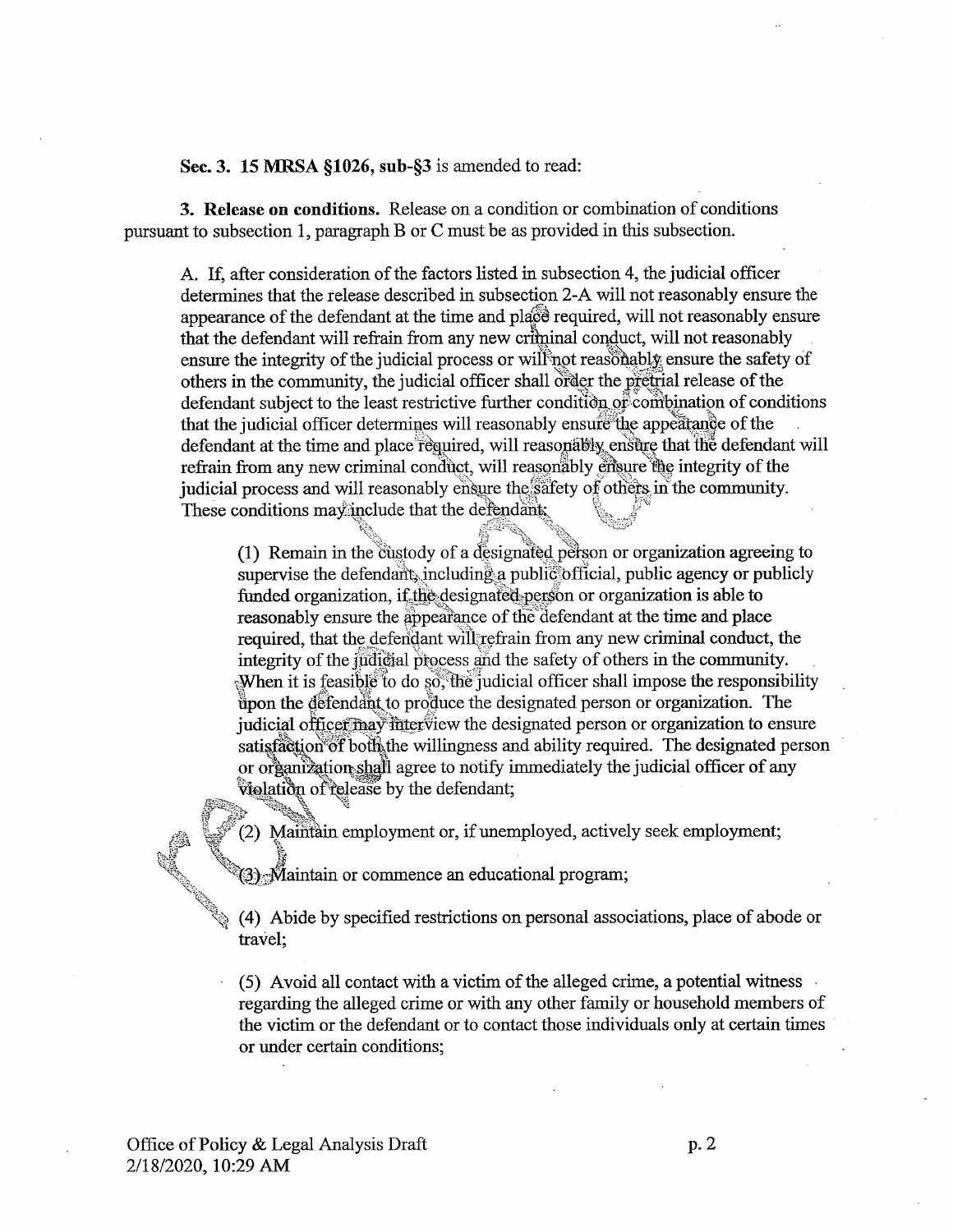**Sec. 3. 15 MRSA §1026, sub-§3** is amended to read:

**3. Release on conditions.** Release on a condition or combination of conditions pursuant to subsection 1, paragraph B or C must be as provided in this subsection.

A. If, after consideration of the factors listed in subsection 4, the judicial officer determines that the release described in subsection 2-A will not reasonably ensure the appearance of the defendant at the time and place required, will not reasonably ensure that the defendant will refrain from any new criminal conduct, will not reasonably ensure the integrity of the judicial process or will not reasonably ensure the safety of others in the community, the judicial officer shall order the pretrial release of the defendant subject to the least restrictive further condition or combination of conditions that the judicial officer determines will reasonably ensure the appearance of the defendant at the time and place required, will reasonably ensure that the defendant will refrain from any new criminal conduct, will reasonably ensure the integrity of the judicial process and will reasonably ensure the safety of others in the community. These conditions may include that the defendant:

(1) Remain in the custody of a designated person or organization agreeing to supervise the defendant, including a public official, public agency or publicly funded organization, if the designated person or organization is able to reasonably ensure the appearance of the defendant at the time and place required, that the defendant will refrain from any new criminal conduct, the integrity of the judicial process and the safety of others in the community. When it is feasible to do so, the judicial officer shall impose the responsibility upon the defendant to produce the designated person or organization. The judicial officer may interview the designated person or organization to ensure satisfaction of both the willingness and ability required. The designated person or organization shall agree to notify immediately the judicial officer of any violation of release by the defendant;

(2) Maintain employment or, if unemployed, actively seek employment;

(3) Maintain or commence an educational program;

(4) Abide by specified restrictions on personal associations, place of abode or travel;

(5) Avoid all contact with a victim of the alleged crime, a potential witness regarding the alleged crime or with any other family or household members of the victim or the defendant or to contact those individuals only at certain times or under certain conditions;

Office of Policy & Legal Analysis Draft
2/18/2020, 10:29 AM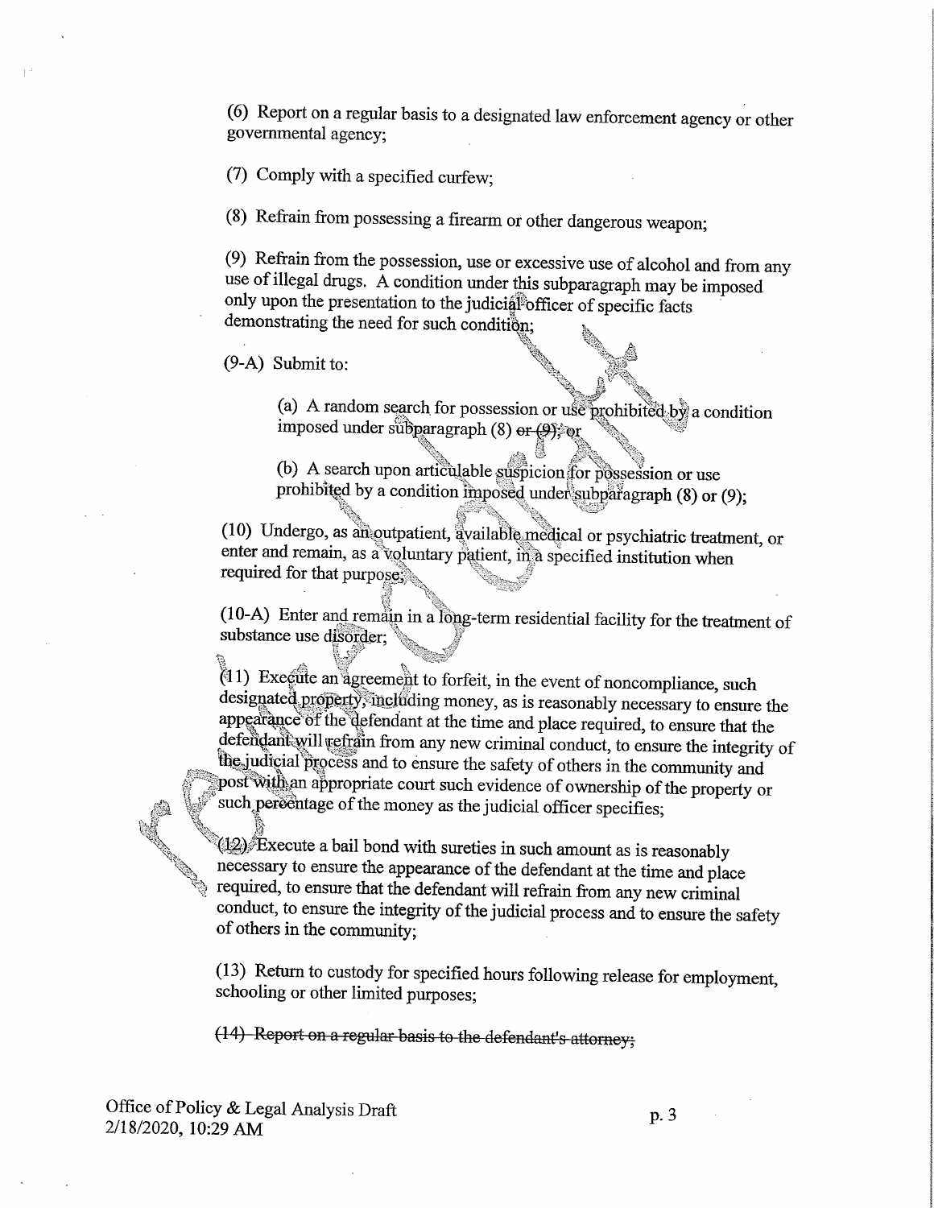(6) Report on a regular basis to a designated law enforcement agency or other governmental agency;

(7) Comply with a specified curfew;

(8) Refrain from possessing a firearm or other dangerous weapon;

(9) Refrain from the possession, use or excessive use of alcohol and from any use of illegal drugs. A condition under this subparagraph may be imposed only upon the presentation to the judicial officer of specific facts demonstrating the need for such condition;

(9-A) Submit to:

> (a) A random search for possession or use prohibited by a condition imposed under subparagraph (8) ~~or (9)~~; or
>
> (b) A search upon articulable suspicion for possession or use prohibited by a condition imposed under subparagraph (8) or (9);

(10) Undergo, as an outpatient, available medical or psychiatric treatment, or enter and remain, as a voluntary patient, in a specified institution when required for that purpose;

(10-A) Enter and remain in a long-term residential facility for the treatment of substance use disorder;

(11) Execute an agreement to forfeit, in the event of noncompliance, such designated property, including money, as is reasonably necessary to ensure the appearance of the defendant at the time and place required, to ensure that the defendant will refrain from any new criminal conduct, to ensure the integrity of the judicial process and to ensure the safety of others in the community and post with an appropriate court such evidence of ownership of the property or such percentage of the money as the judicial officer specifies;

(12) Execute a bail bond with sureties in such amount as is reasonably necessary to ensure the appearance of the defendant at the time and place required, to ensure that the defendant will refrain from any new criminal conduct, to ensure the integrity of the judicial process and to ensure the safety of others in the community;

(13) Return to custody for specified hours following release for employment, schooling or other limited purposes;

~~(14) Report on a regular basis to the defendant's attorney;~~

Office of Policy & Legal Analysis Draft
2/18/2020, 10:29 AM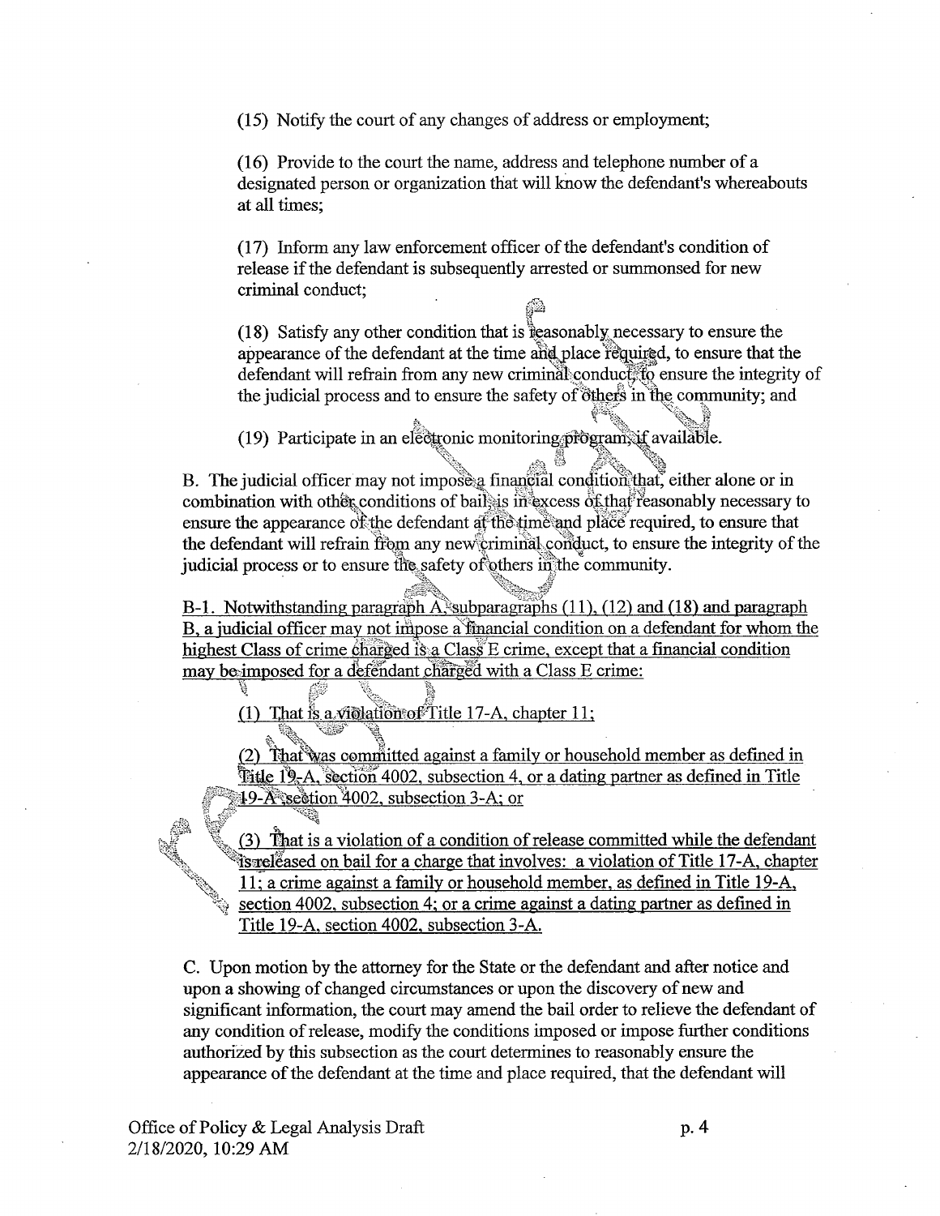(15) Notify the court of any changes of address or employment;

(16) Provide to the court the name, address and telephone number of a designated person or organization that will know the defendant's whereabouts at all times;

(17) Inform any law enforcement officer of the defendant's condition of release if the defendant is subsequently arrested or summonsed for new criminal conduct;

(18) Satisfy any other condition that is reasonably necessary to ensure the appearance of the defendant at the time and place required, to ensure that the defendant will refrain from any new criminal conduct, to ensure the integrity of the judicial process and to ensure the safety of others in the community; and

(19) Participate in an electronic monitoring program, if available.

B. The judicial officer may not impose a financial condition that, either alone or in combination with other conditions of bail, is in excess of that reasonably necessary to ensure the appearance of the defendant at the time and place required, to ensure that the defendant will refrain from any new criminal conduct, to ensure the integrity of the judicial process or to ensure the safety of others in the community.

<u>B-1. Notwithstanding paragraph A, subparagraphs (11), (12) and (18) and paragraph B, a judicial officer may not impose a financial condition on a defendant for whom the highest Class of crime charged is a Class E crime, except that a financial condition may be imposed for a defendant charged with a Class E crime:</u>

<u>(1) That is a violation of Title 17-A, chapter 11;</u>

<u>(2) That was committed against a family or household member as defined in Title 19-A, section 4002, subsection 4, or a dating partner as defined in Title 19-A, section 4002, subsection 3-A; or</u>

<u>(3) That is a violation of a condition of release committed while the defendant is released on bail for a charge that involves: a violation of Title 17-A, chapter 11; a crime against a family or household member, as defined in Title 19-A, section 4002, subsection 4; or a crime against a dating partner as defined in Title 19-A, section 4002, subsection 3-A.</u>

C. Upon motion by the attorney for the State or the defendant and after notice and upon a showing of changed circumstances or upon the discovery of new and significant information, the court may amend the bail order to relieve the defendant of any condition of release, modify the conditions imposed or impose further conditions authorized by this subsection as the court determines to reasonably ensure the appearance of the defendant at the time and place required, that the defendant will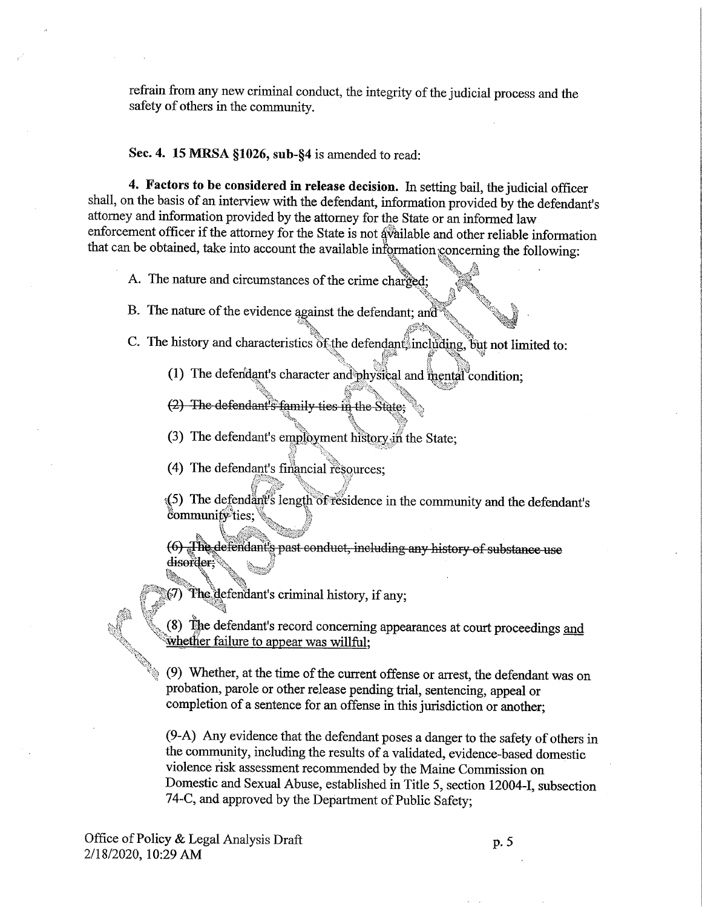refrain from any new criminal conduct, the integrity of the judicial process and the safety of others in the community.

**Sec. 4. 15 MRSA §1026, sub-§4** is amended to read:

**4. Factors to be considered in release decision.** In setting bail, the judicial officer shall, on the basis of an interview with the defendant, information provided by the defendant's attorney and information provided by the attorney for the State or an informed law enforcement officer if the attorney for the State is not available and other reliable information that can be obtained, take into account the available information concerning the following:

A. The nature and circumstances of the crime charged;

B. The nature of the evidence against the defendant; and

C. The history and characteristics of the defendant, including, but not limited to:

(1) The defendant's character and physical and mental condition;

~~(2) The defendant's family ties in the State;~~

(3) The defendant's employment history in the State;

(4) The defendant's financial resources;

(5) The defendant's length of residence in the community and the defendant's community ties;

~~(6) The defendant's past conduct, including any history of substance use disorder;~~

(7) The defendant's criminal history, if any;

(8) The defendant's record concerning appearances at court proceedings <u>and whether failure to appear was willful</u>;

(9) Whether, at the time of the current offense or arrest, the defendant was on probation, parole or other release pending trial, sentencing, appeal or completion of a sentence for an offense in this jurisdiction or another;

(9-A) Any evidence that the defendant poses a danger to the safety of others in the community, including the results of a validated, evidence-based domestic violence risk assessment recommended by the Maine Commission on Domestic and Sexual Abuse, established in Title 5, section 12004-I, subsection 74-C, and approved by the Department of Public Safety;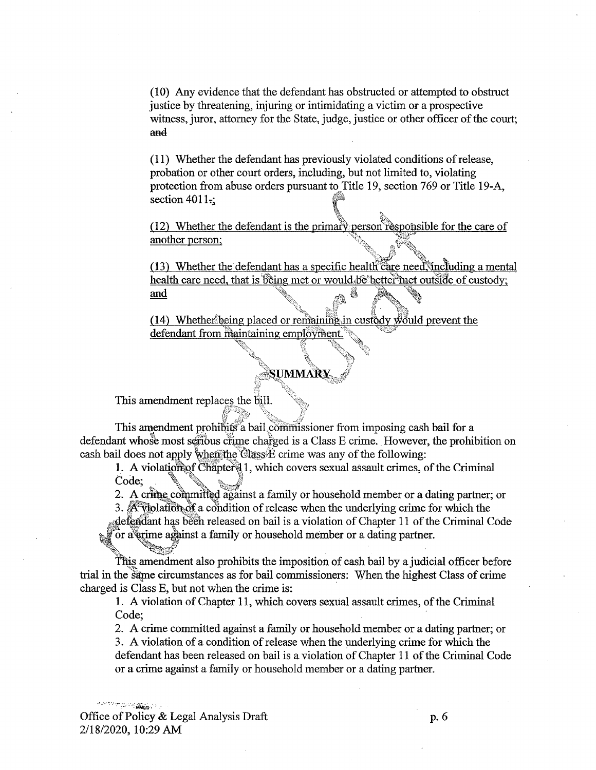(10) Any evidence that the defendant has obstructed or attempted to obstruct justice by threatening, injuring or intimidating a victim or a prospective witness, juror, attorney for the State, judge, justice or other officer of the court; ~~and~~

(11) Whether the defendant has previously violated conditions of release, probation or other court orders, including, but not limited to, violating protection from abuse orders pursuant to Title 19, section 769 or Title 19-A, section 4011~~.~~;

<u>(12) Whether the defendant is the primary person responsible for the care of another person;</u>

<u>(13) Whether the defendant has a specific health care need, including a mental health care need, that is being met or would be better met outside of custody; and</u>

<u>(14) Whether being placed or remaining in custody would prevent the defendant from maintaining employment.</u>

## SUMMARY

This amendment replaces the bill.

This amendment prohibits a bail commissioner from imposing cash bail for a defendant whose most serious crime charged is a Class E crime. However, the prohibition on cash bail does not apply when the Class E crime was any of the following:

1. A violation of Chapter 11, which covers sexual assault crimes, of the Criminal Code;
2. A crime committed against a family or household member or a dating partner; or
3. A violation of a condition of release when the underlying crime for which the defendant has been released on bail is a violation of Chapter 11 of the Criminal Code or a crime against a family or household member or a dating partner.

This amendment also prohibits the imposition of cash bail by a judicial officer before trial in the same circumstances as for bail commissioners: When the highest Class of crime charged is Class E, but not when the crime is:

1. A violation of Chapter 11, which covers sexual assault crimes, of the Criminal Code;
2. A crime committed against a family or household member or a dating partner; or
3. A violation of a condition of release when the underlying crime for which the defendant has been released on bail is a violation of Chapter 11 of the Criminal Code or a crime against a family or household member or a dating partner.

Office of Policy & Legal Analysis Draft
2/18/2020, 10:29 AM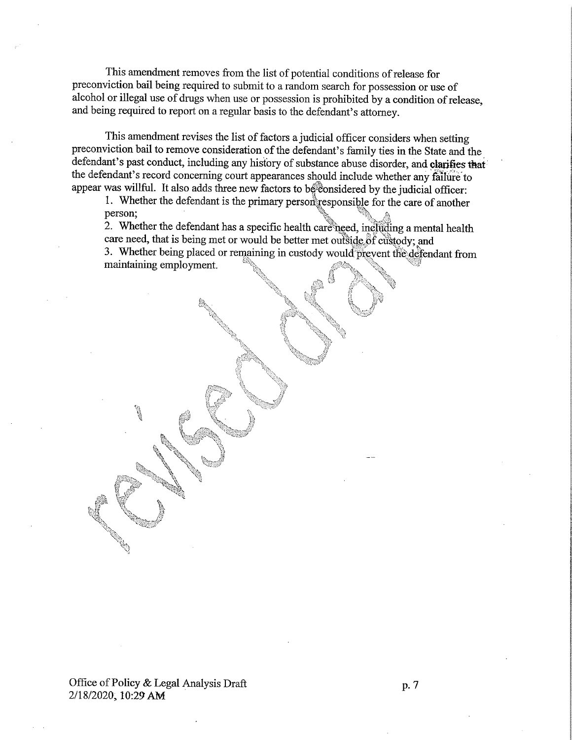This amendment removes from the list of potential conditions of release for preconviction bail being required to submit to a random search for possession or use of alcohol or illegal use of drugs when use or possession is prohibited by a condition of release, and being required to report on a regular basis to the defendant's attorney.

This amendment revises the list of factors a judicial officer considers when setting preconviction bail to remove consideration of the defendant's family ties in the State and the defendant's past conduct, including any history of substance abuse disorder, and clarifies that the defendant's record concerning court appearances should include whether any failure to appear was willful. It also adds three new factors to be considered by the judicial officer:

1. Whether the defendant is the primary person responsible for the care of another person;
2. Whether the defendant has a specific health care need, including a mental health care need, that is being met or would be better met outside of custody; and
3. Whether being placed or remaining in custody would prevent the defendant from maintaining employment.

Office of Policy & Legal Analysis Draft
2/18/2020, 10:29 AM